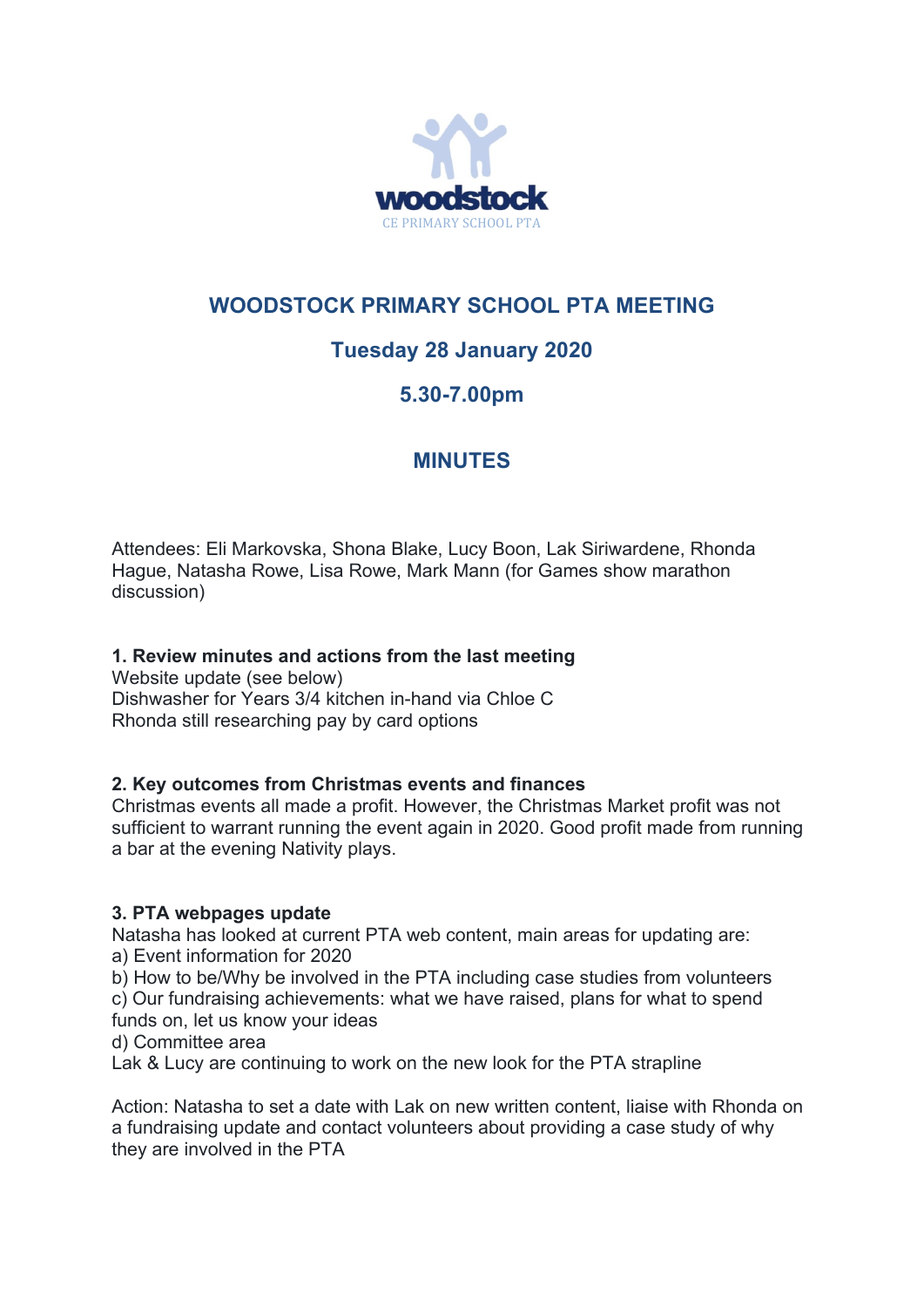woodstock

CE PRIMARY SCHOOL PTA

# WOODSTOCK PRIMARY SCHOOL PTA MEETING

## Tuesday 28 January 2020

## 5.30-7.00pm

## MINUTES

Attendees: Eli Markovska, Shona Blake, Lucy Boon, Lak Siriwardene, Rhonda Hague, Natasha Rowe, Lisa Rowe, Mark Mann (for Games show marathon discussion)

**1. Review minutes and actions from the last meeting**
Website update (see below)
Dishwasher for Years 3/4 kitchen in-hand via Chloe C
Rhonda still researching pay by card options

**2. Key outcomes from Christmas events and finances**
Christmas events all made a profit. However, the Christmas Market profit was not sufficient to warrant running the event again in 2020. Good profit made from running a bar at the evening Nativity plays.

**3. PTA webpages update**
Natasha has looked at current PTA web content, main areas for updating are:
a) Event information for 2020
b) How to be/Why be involved in the PTA including case studies from volunteers
c) Our fundraising achievements: what we have raised, plans for what to spend funds on, let us know your ideas
d) Committee area
Lak & Lucy are continuing to work on the new look for the PTA strapline

Action: Natasha to set a date with Lak on new written content, liaise with Rhonda on a fundraising update and contact volunteers about providing a case study of why they are involved in the PTA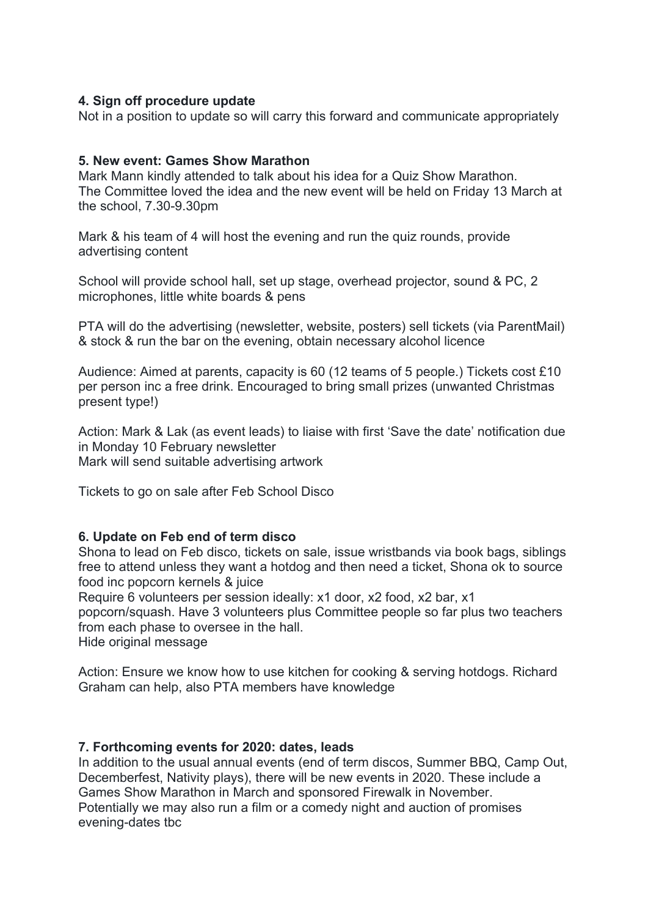**4. Sign off procedure update**

Not in a position to update so will carry this forward and communicate appropriately

**5. New event: Games Show Marathon**

Mark Mann kindly attended to talk about his idea for a Quiz Show Marathon.
The Committee loved the idea and the new event will be held on Friday 13 March at the school, 7.30-9.30pm

Mark & his team of 4 will host the evening and run the quiz rounds, provide advertising content

School will provide school hall, set up stage, overhead projector, sound & PC, 2 microphones, little white boards & pens

PTA will do the advertising (newsletter, website, posters) sell tickets (via ParentMail) & stock & run the bar on the evening, obtain necessary alcohol licence

Audience: Aimed at parents, capacity is 60 (12 teams of 5 people.) Tickets cost £10 per person inc a free drink. Encouraged to bring small prizes (unwanted Christmas present type!)

Action: Mark & Lak (as event leads) to liaise with first 'Save the date' notification due in Monday 10 February newsletter
Mark will send suitable advertising artwork

Tickets to go on sale after Feb School Disco

**6. Update on Feb end of term disco**

Shona to lead on Feb disco, tickets on sale, issue wristbands via book bags, siblings free to attend unless they want a hotdog and then need a ticket, Shona ok to source food inc popcorn kernels & juice
Require 6 volunteers per session ideally: x1 door, x2 food, x2 bar, x1 popcorn/squash. Have 3 volunteers plus Committee people so far plus two teachers from each phase to oversee in the hall.
Hide original message

Action: Ensure we know how to use kitchen for cooking & serving hotdogs. Richard Graham can help, also PTA members have knowledge

**7. Forthcoming events for 2020: dates, leads**

In addition to the usual annual events (end of term discos, Summer BBQ, Camp Out, Decemberfest, Nativity plays), there will be new events in 2020. These include a Games Show Marathon in March and sponsored Firewalk in November.
Potentially we may also run a film or a comedy night and auction of promises evening-dates tbc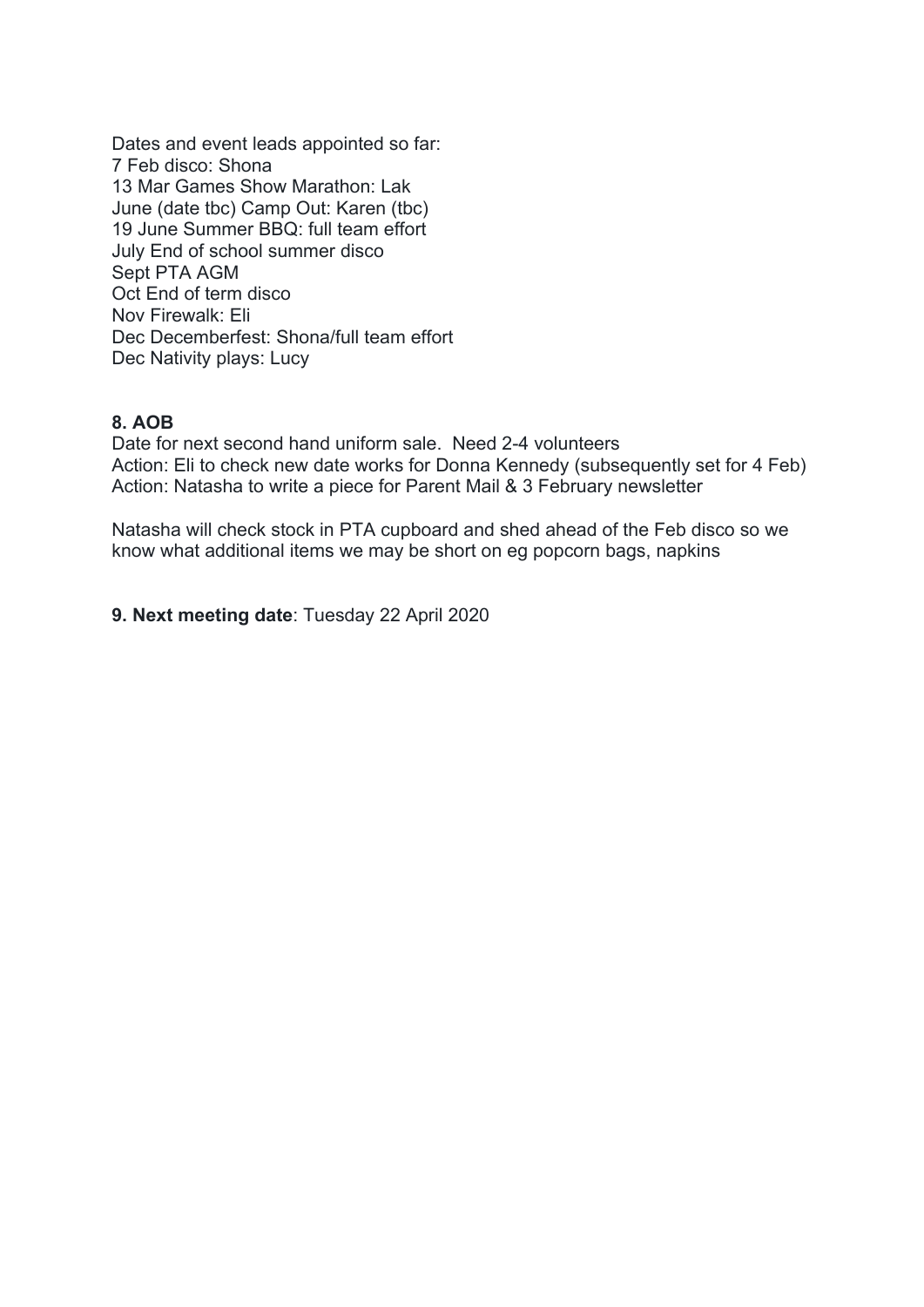Dates and event leads appointed so far:
7 Feb disco: Shona
13 Mar Games Show Marathon: Lak
June (date tbc) Camp Out: Karen (tbc)
19 June Summer BBQ: full team effort
July End of school summer disco
Sept PTA AGM
Oct End of term disco
Nov Firewalk: Eli
Dec Decemberfest: Shona/full team effort
Dec Nativity plays: Lucy

**8. AOB**

Date for next second hand uniform sale. Need 2-4 volunteers
Action: Eli to check new date works for Donna Kennedy (subsequently set for 4 Feb)
Action: Natasha to write a piece for Parent Mail & 3 February newsletter

Natasha will check stock in PTA cupboard and shed ahead of the Feb disco so we know what additional items we may be short on eg popcorn bags, napkins

**9. Next meeting date**: Tuesday 22 April 2020